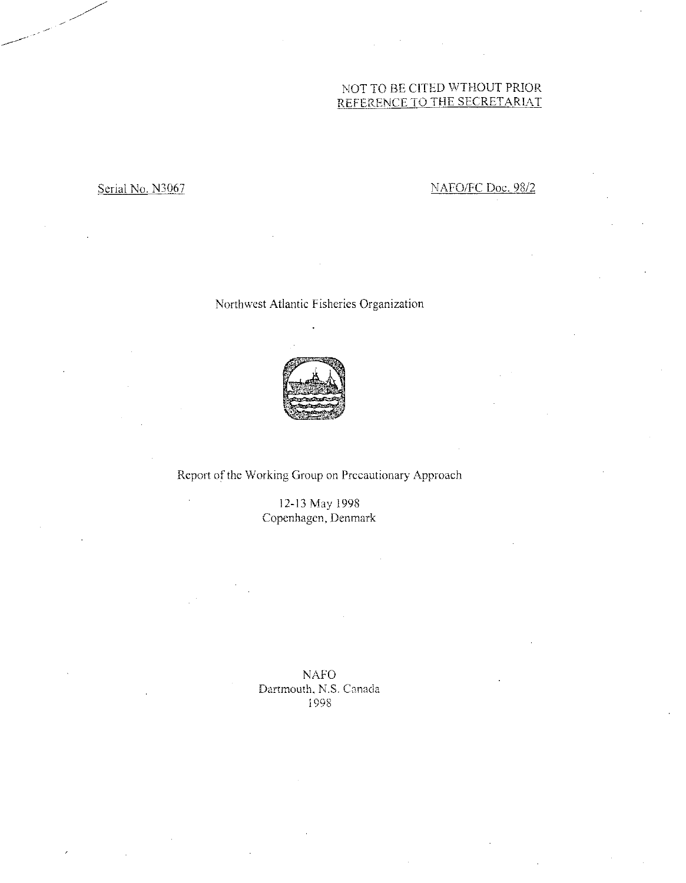NOT TO BE CITED WTHOUT PRIOR
REFERENCE TO THE SECRETARIAT

Serial No. N3067

NAFO/FC Doc. 98/2

Northwest Atlantic Fisheries Organization

# Report of the Working Group on Precautionary Approach

12-13 May 1998
Copenhagen, Denmark

NAFO
Dartmouth, N.S. Canada
1998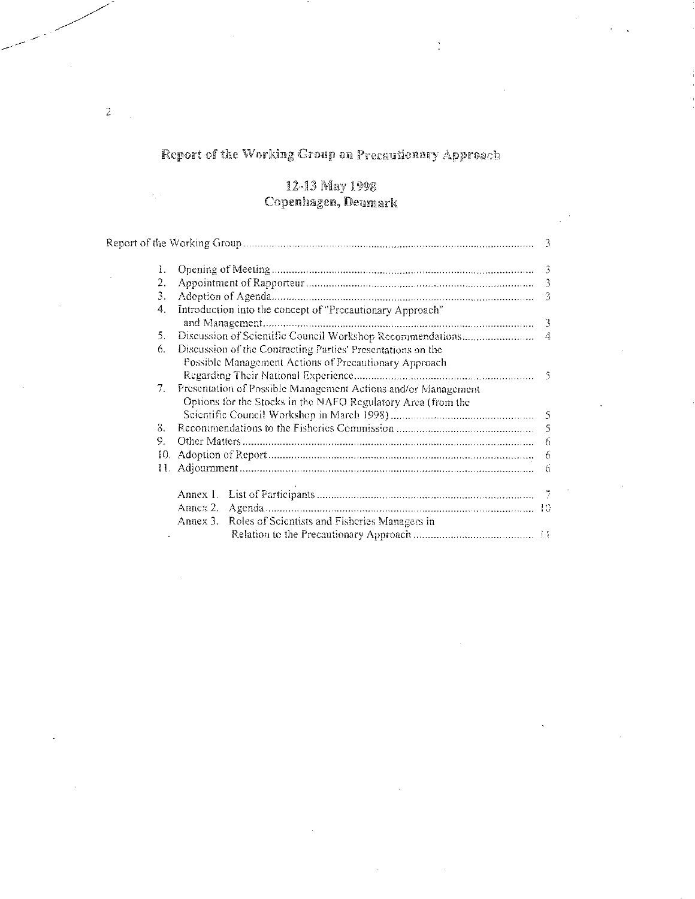# Report of the Working Group on Precautionary Approach

## 12-13 May 1998
## Copenhagen, Denmark

Report of the Working Group ........................................................ 3

1. Opening of Meeting ........................................................ 3
2. Appointment of Rapporteur ........................................................ 3
3. Adoption of Agenda ........................................................ 3
4. Introduction into the concept of "Precautionary Approach" and Management ........................................................ 3
5. Discussion of Scientific Council Workshop Recommendations ........................................................ 4
6. Discussion of the Contracting Parties' Presentations on the Possible Management Actions of Precautionary Approach Regarding Their National Experience ........................................................ 5
7. Presentation of Possible Management Actions and/or Management Options for the Stocks in the NAFO Regulatory Area (from the Scientific Council Workshop in March 1998) ........................................................ 5
8. Recommendations to the Fisheries Commission ........................................................ 5
9. Other Matters ........................................................ 6
10. Adoption of Report ........................................................ 6
11. Adjournment ........................................................ 6

Annex 1. List of Participants ........................................................ 7
Annex 2. Agenda ........................................................ 10
Annex 3. Roles of Scientists and Fisheries Managers in Relation to the Precautionary Approach ........................................................ 11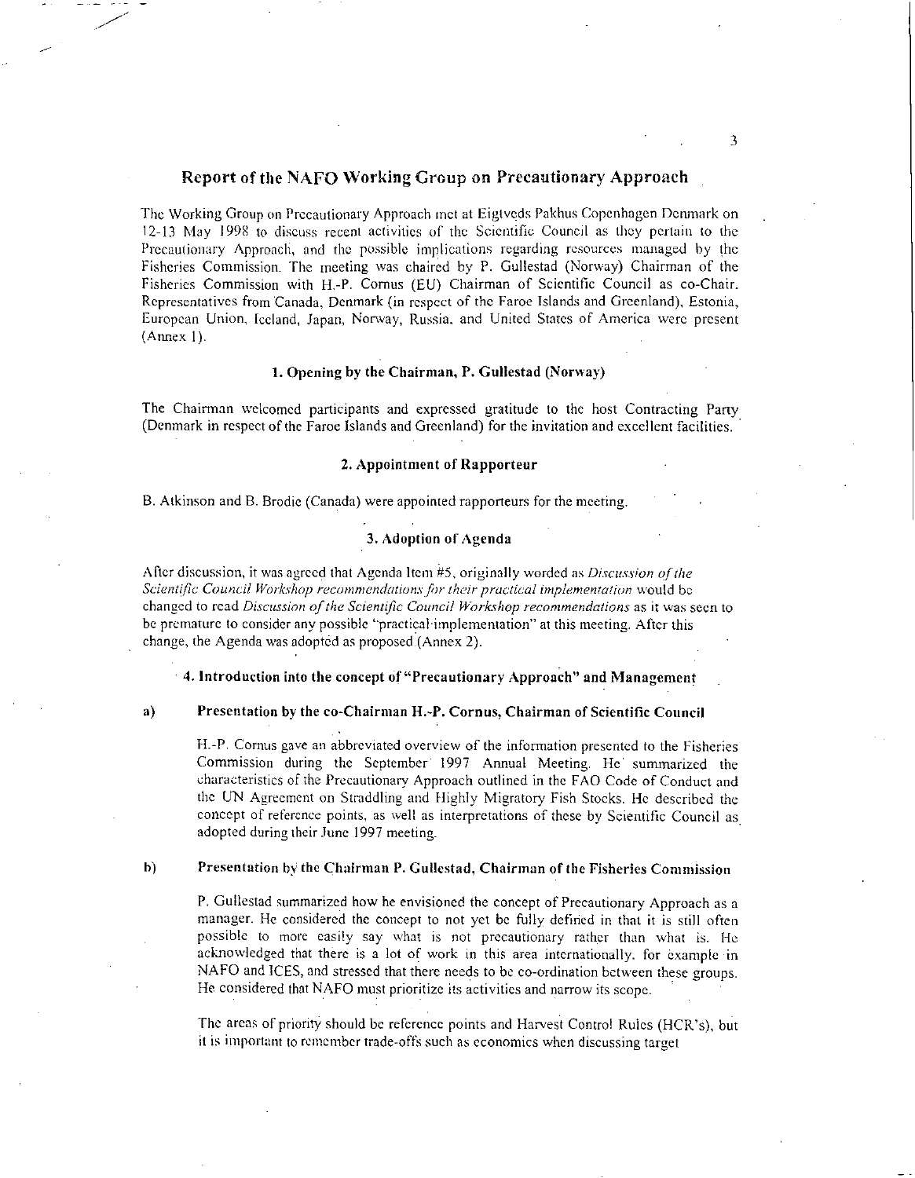# Report of the NAFO Working Group on Precautionary Approach

The Working Group on Precautionary Approach met at Eigtveds Pakhus Copenhagen Denmark on 12-13 May 1998 to discuss recent activities of the Scientific Council as they pertain to the Precautionary Approach, and the possible implications regarding resources managed by the Fisheries Commission. The meeting was chaired by P. Gullestad (Norway) Chairman of the Fisheries Commission with H.-P. Cornus (EU) Chairman of Scientific Council as co-Chair. Representatives from Canada, Denmark (in respect of the Faroe Islands and Greenland), Estonia, European Union, Iceland, Japan, Norway, Russia, and United States of America were present (Annex 1).

## 1. Opening by the Chairman, P. Gullestad (Norway)

The Chairman welcomed participants and expressed gratitude to the host Contracting Party (Denmark in respect of the Faroe Islands and Greenland) for the invitation and excellent facilities.

## 2. Appointment of Rapporteur

B. Atkinson and B. Brodie (Canada) were appointed rapporteurs for the meeting.

## 3. Adoption of Agenda

After discussion, it was agreed that Agenda Item #5, originally worded as *Discussion of the Scientific Council Workshop recommendations for their practical implementation* would be changed to read *Discussion of the Scientific Council Workshop recommendations* as it was seen to be premature to consider any possible "practical implementation" at this meeting. After this change, the Agenda was adopted as proposed (Annex 2).

## 4. Introduction into the concept of "Precautionary Approach" and Management

### a) Presentation by the co-Chairman H.-P. Cornus, Chairman of Scientific Council

H.-P. Cornus gave an abbreviated overview of the information presented to the Fisheries Commission during the September 1997 Annual Meeting. He summarized the characteristics of the Precautionary Approach outlined in the FAO Code of Conduct and the UN Agreement on Straddling and Highly Migratory Fish Stocks. He described the concept of reference points, as well as interpretations of these by Scientific Council as adopted during their June 1997 meeting.

### b) Presentation by the Chairman P. Gullestad, Chairman of the Fisheries Commission

P. Gullestad summarized how he envisioned the concept of Precautionary Approach as a manager. He considered the concept to not yet be fully defined in that it is still often possible to more easily say what is not precautionary rather than what is. He acknowledged that there is a lot of work in this area internationally, for example in NAFO and ICES, and stressed that there needs to be co-ordination between these groups. He considered that NAFO must prioritize its activities and narrow its scope.

The areas of priority should be reference points and Harvest Control Rules (HCR's), but it is important to remember trade-offs such as economics when discussing target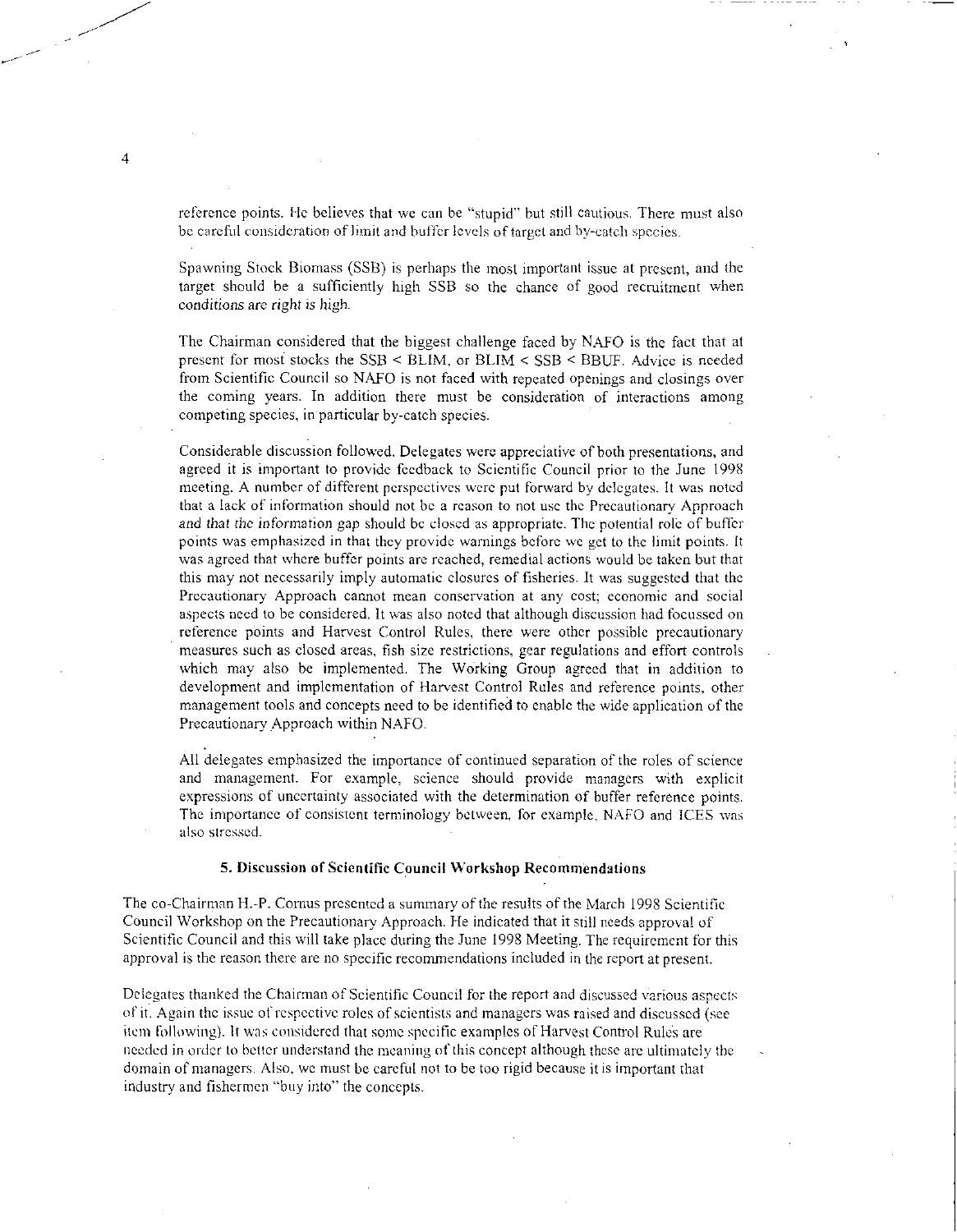reference points. He believes that we can be "stupid" but still cautious. There must also be careful consideration of limit and buffer levels of target and by-catch species.

Spawning Stock Biomass (SSB) is perhaps the most important issue at present, and the target should be a sufficiently high SSB so the chance of good recruitment when conditions are right is high.

The Chairman considered that the biggest challenge faced by NAFO is the fact that at present for most stocks the SSB < BLIM, or BLIM < SSB < BBUF. Advice is needed from Scientific Council so NAFO is not faced with repeated openings and closings over the coming years. In addition there must be consideration of interactions among competing species, in particular by-catch species.

Considerable discussion followed. Delegates were appreciative of both presentations, and agreed it is important to provide feedback to Scientific Council prior to the June 1998 meeting. A number of different perspectives were put forward by delegates. It was noted that a lack of information should not be a reason to not use the Precautionary Approach and that the information gap should be closed as appropriate. The potential role of buffer points was emphasized in that they provide warnings before we get to the limit points. It was agreed that where buffer points are reached, remedial actions would be taken but that this may not necessarily imply automatic closures of fisheries. It was suggested that the Precautionary Approach cannot mean conservation at any cost; economic and social aspects need to be considered. It was also noted that although discussion had focussed on reference points and Harvest Control Rules, there were other possible precautionary measures such as closed areas, fish size restrictions, gear regulations and effort controls which may also be implemented. The Working Group agreed that in addition to development and implementation of Harvest Control Rules and reference points, other management tools and concepts need to be identified to enable the wide application of the Precautionary Approach within NAFO.

All delegates emphasized the importance of continued separation of the roles of science and management. For example, science should provide managers with explicit expressions of uncertainty associated with the determination of buffer reference points. The importance of consistent terminology between, for example, NAFO and ICES was also stressed.

### 5. Discussion of Scientific Council Workshop Recommendations

The co-Chairman H.-P. Cornus presented a summary of the results of the March 1998 Scientific Council Workshop on the Precautionary Approach. He indicated that it still needs approval of Scientific Council and this will take place during the June 1998 Meeting. The requirement for this approval is the reason there are no specific recommendations included in the report at present.

Delegates thanked the Chairman of Scientific Council for the report and discussed various aspects of it. Again the issue of respective roles of scientists and managers was raised and discussed (see item following). It was considered that some specific examples of Harvest Control Rules are needed in order to better understand the meaning of this concept although these are ultimately the domain of managers. Also, we must be careful not to be too rigid because it is important that industry and fishermen "buy into" the concepts.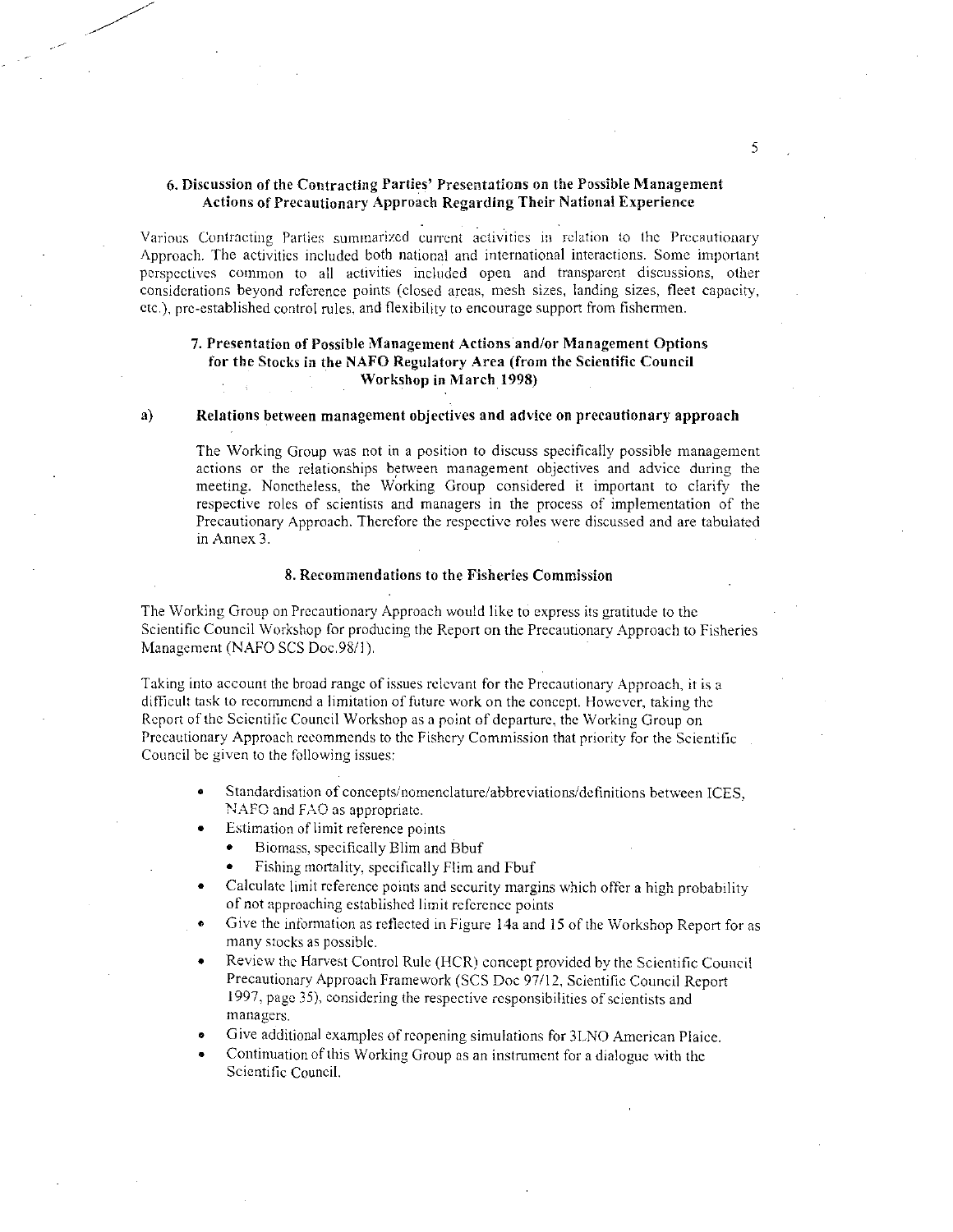## 6. Discussion of the Contracting Parties' Presentations on the Possible Management Actions of Precautionary Approach Regarding Their National Experience

Various Contracting Parties summarized current activities in relation to the Precautionary Approach. The activities included both national and international interactions. Some important perspectives common to all activities included open and transparent discussions, other considerations beyond reference points (closed areas, mesh sizes, landing sizes, fleet capacity, etc.), pre-established control rules, and flexibility to encourage support from fishermen.

## 7. Presentation of Possible Management Actions and/or Management Options for the Stocks in the NAFO Regulatory Area (from the Scientific Council Workshop in March 1998)

### a) Relations between management objectives and advice on precautionary approach

The Working Group was not in a position to discuss specifically possible management actions or the relationships between management objectives and advice during the meeting. Nonetheless, the Working Group considered it important to clarify the respective roles of scientists and managers in the process of implementation of the Precautionary Approach. Therefore the respective roles were discussed and are tabulated in Annex 3.

## 8. Recommendations to the Fisheries Commission

The Working Group on Precautionary Approach would like to express its gratitude to the Scientific Council Workshop for producing the Report on the Precautionary Approach to Fisheries Management (NAFO SCS Doc.98/1).

Taking into account the broad range of issues relevant for the Precautionary Approach, it is a difficult task to recommend a limitation of future work on the concept. However, taking the Report of the Scientific Council Workshop as a point of departure, the Working Group on Precautionary Approach recommends to the Fishery Commission that priority for the Scientific Council be given to the following issues:

- Standardisation of concepts/nomenclature/abbreviations/definitions between ICES, NAFO and FAO as appropriate.
- Estimation of limit reference points
  - Biomass, specifically Blim and Bbuf
  - Fishing mortality, specifically Flim and Fbuf
- Calculate limit reference points and security margins which offer a high probability of not approaching established limit reference points
- Give the information as reflected in Figure 14a and 15 of the Workshop Report for as many stocks as possible.
- Review the Harvest Control Rule (HCR) concept provided by the Scientific Council Precautionary Approach Framework (SCS Doc 97/12, Scientific Council Report 1997, page 35), considering the respective responsibilities of scientists and managers.
- Give additional examples of reopening simulations for 3LNO American Plaice.
- Continuation of this Working Group as an instrument for a dialogue with the Scientific Council.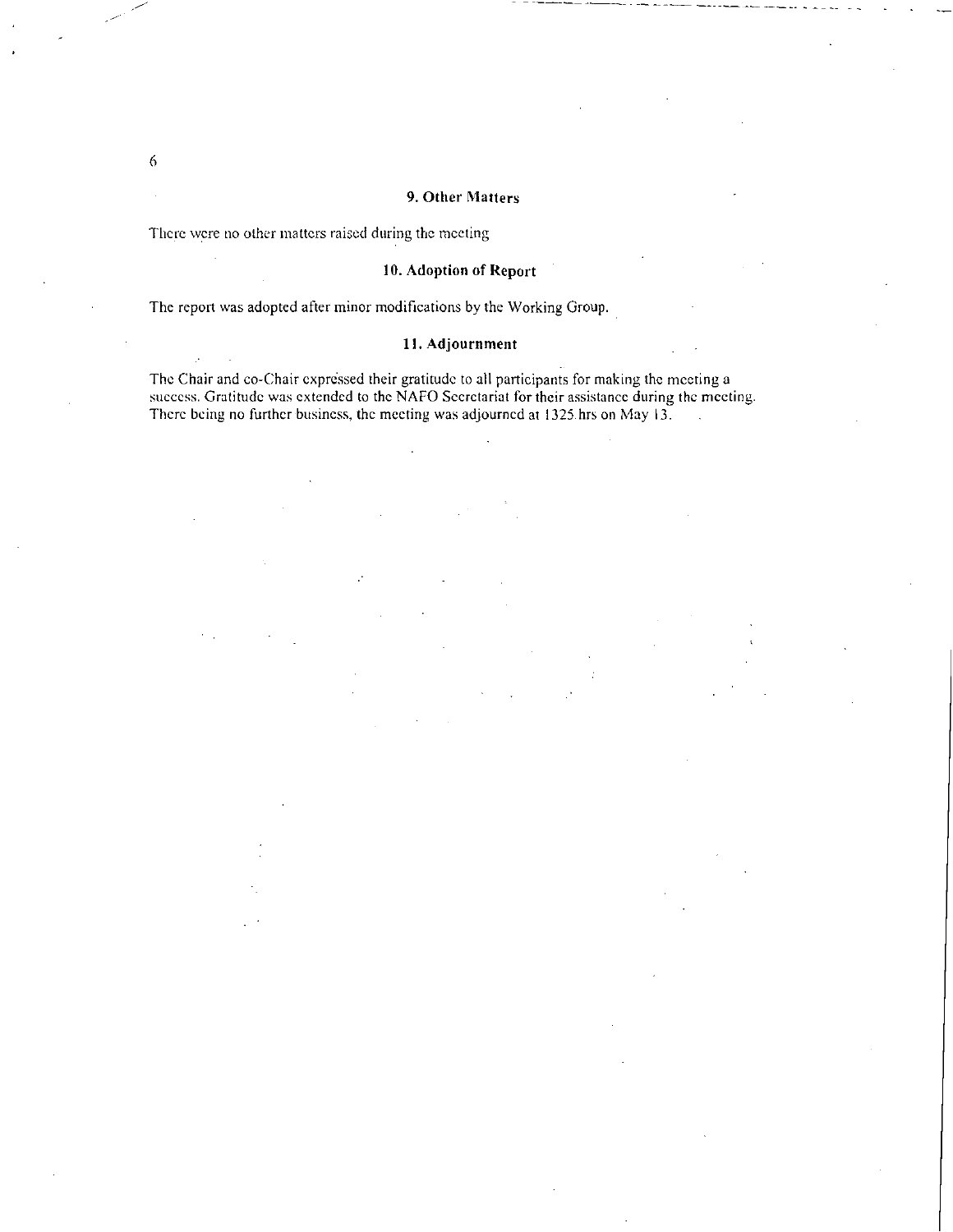## 9. Other Matters

There were no other matters raised during the meeting

## 10. Adoption of Report

The report was adopted after minor modifications by the Working Group.

## 11. Adjournment

The Chair and co-Chair expressed their gratitude to all participants for making the meeting a success. Gratitude was extended to the NAFO Secretariat for their assistance during the meeting. There being no further business, the meeting was adjourned at 1325 hrs on May 13.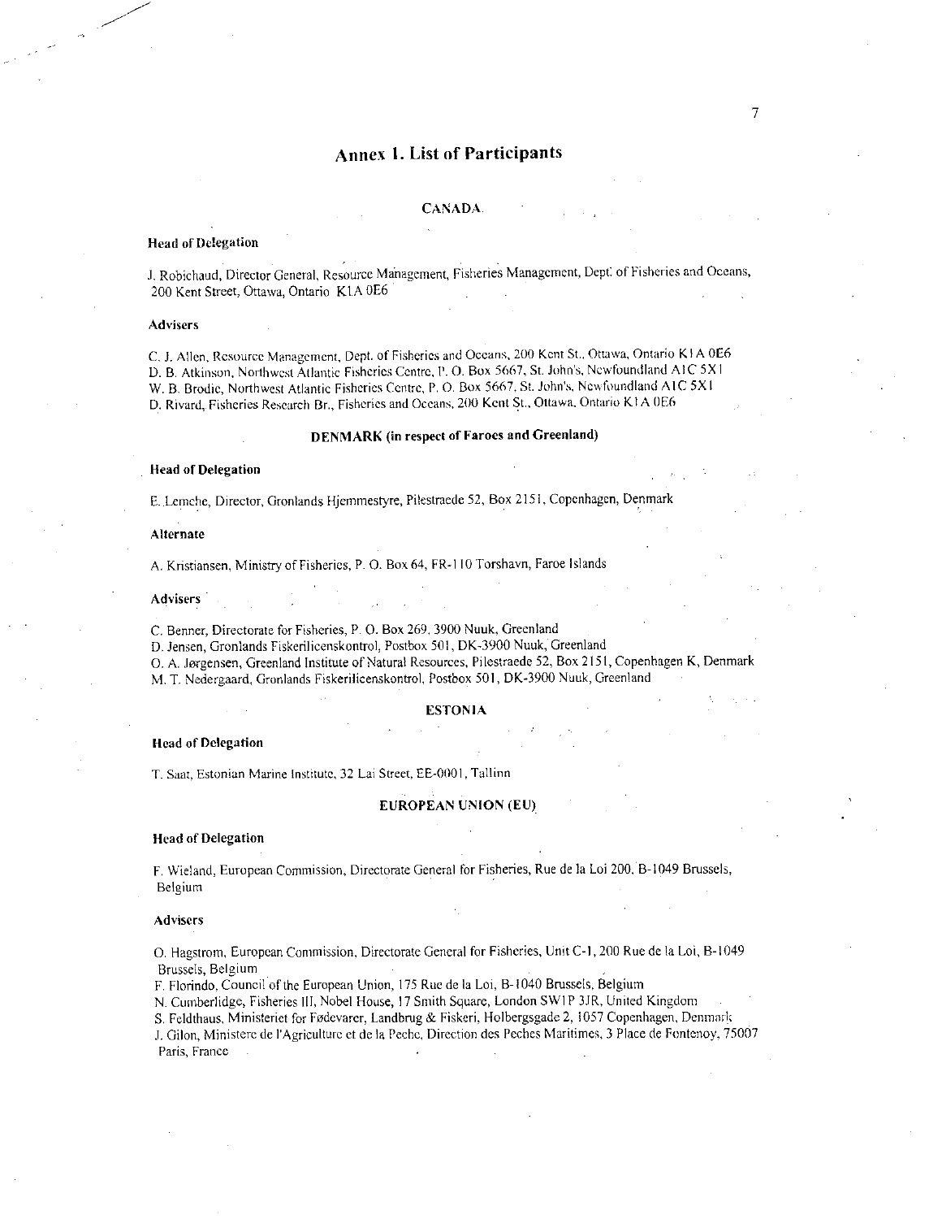# Annex 1. List of Participants

## CANADA

### Head of Delegation

J. Robichaud, Director General, Resource Management, Fisheries Management, Dept. of Fisheries and Oceans, 200 Kent Street, Ottawa, Ontario K1A 0E6

### Advisers

C. J. Allen, Resource Management, Dept. of Fisheries and Oceans, 200 Kent St., Ottawa, Ontario K1A 0E6
D. B. Atkinson, Northwest Atlantic Fisheries Centre, P. O. Box 5667, St. John's, Newfoundland A1C 5X1
W. B. Brodie, Northwest Atlantic Fisheries Centre, P. O. Box 5667, St. John's, Newfoundland A1C 5X1
D. Rivard, Fisheries Research Br., Fisheries and Oceans, 200 Kent St., Ottawa, Ontario K1A 0E6

## DENMARK (in respect of Faroes and Greenland)

### Head of Delegation

E. Lemche, Director, Gronlands Hjemmestyre, Pilestraede 52, Box 2151, Copenhagen, Denmark

### Alternate

A. Kristiansen, Ministry of Fisheries, P. O. Box 64, FR-110 Torshavn, Faroe Islands

### Advisers

C. Benner, Directorate for Fisheries, P. O. Box 269, 3900 Nuuk, Greenland
D. Jensen, Gronlands Fiskerilicenskontrol, Postbox 501, DK-3900 Nuuk, Greenland
O. A. Jørgensen, Greenland Institute of Natural Resources, Pilestraede 52, Box 2151, Copenhagen K, Denmark
M. T. Nedergaard, Gronlands Fiskerilicenskontrol, Postbox 501, DK-3900 Nuuk, Greenland

## ESTONIA

### Head of Delegation

T. Saat, Estonian Marine Institute, 32 Lai Street, EE-0001, Tallinn

## EUROPEAN UNION (EU)

### Head of Delegation

F. Wieland, European Commission, Directorate General for Fisheries, Rue de la Loi 200, B-1049 Brussels, Belgium

### Advisers

O. Hagstrom, European Commission, Directorate General for Fisheries, Unit C-1, 200 Rue de la Loi, B-1049 Brussels, Belgium
F. Florindo, Council of the European Union, 175 Rue de la Loi, B-1040 Brussels, Belgium
N. Cumberlidge, Fisheries III, Nobel House, 17 Smith Square, London SW1P 3JR, United Kingdom
S. Feldthaus, Ministeriet for Fødevarer, Landbrug & Fiskeri, Holbergsgade 2, 1057 Copenhagen, Denmark
J. Gilon, Ministere de l'Agriculture et de la Peche, Direction des Peches Maritimes, 3 Place de Fontenoy, 75007 Paris, France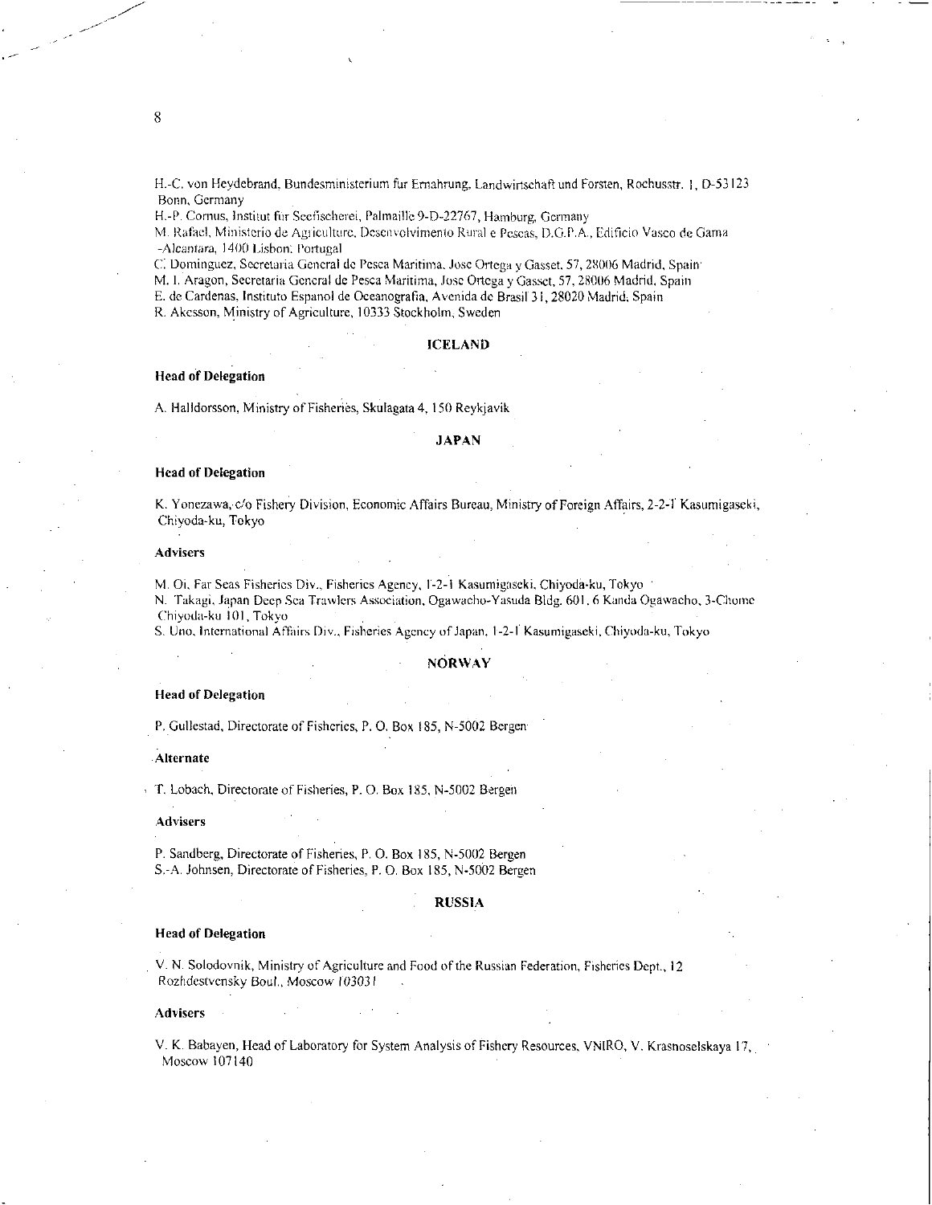H.-C. von Heydebrand, Bundesministerium fur Ernahrung, Landwirtschaft und Forsten, Rochusstr. 1, D-53123 Bonn, Germany

H.-P. Cornus, Institut fur Seefischerei, Palmaille 9-D-22767, Hamburg, Germany

M. Rafael, Ministerio de Agricultura, Desenvolvimento Rural e Pescas, D.G.P.A., Edificio Vasco de Gama -Alcantara, 1400 Lisbon, Portugal

C. Dominguez, Secretaria General de Pesca Maritima, Jose Ortega y Gasset, 57, 28006 Madrid, Spain

M. I. Aragon, Secretaria General de Pesca Maritima, Jose Ortega y Gasset, 57, 28006 Madrid, Spain

E. de Cardenas, Instituto Espanol de Oceanografia, Avenida de Brasil 31, 28020 Madrid, Spain

R. Akesson, Ministry of Agriculture, 10333 Stockholm, Sweden

## ICELAND

**Head of Delegation**

A. Halldorsson, Ministry of Fisheries, Skulagata 4, 150 Reykjavik

## JAPAN

**Head of Delegation**

K. Yonezawa, c/o Fishery Division, Economic Affairs Bureau, Ministry of Foreign Affairs, 2-2-1 Kasumigaseki, Chiyoda-ku, Tokyo

**Advisers**

M. Oi, Far Seas Fisheries Div., Fisheries Agency, 1-2-1 Kasumigaseki, Chiyoda-ku, Tokyo

N. Takagi, Japan Deep Sea Trawlers Association, Ogawacho-Yasuda Bldg. 601, 6 Kanda Ogawacho, 3-Chome Chiyoda-ku 101, Tokyo

S. Uno, International Affairs Div., Fisheries Agency of Japan, 1-2-1 Kasumigaseki, Chiyoda-ku, Tokyo

## NORWAY

**Head of Delegation**

P. Gullestad, Directorate of Fisheries, P. O. Box 185, N-5002 Bergen

**Alternate**

T. Lobach, Directorate of Fisheries, P. O. Box 185, N-5002 Bergen

**Advisers**

P. Sandberg, Directorate of Fisheries, P. O. Box 185, N-5002 Bergen

S.-A. Johnsen, Directorate of Fisheries, P. O. Box 185, N-5002 Bergen

## RUSSIA

**Head of Delegation**

V. N. Solodovnik, Ministry of Agriculture and Food of the Russian Federation, Fisheries Dept., 12 Rozhdestvensky Boul., Moscow 103031

**Advisers**

V. K. Babayen, Head of Laboratory for System Analysis of Fishery Resources, VNIRO, V. Krasnoselskaya 17, Moscow 107140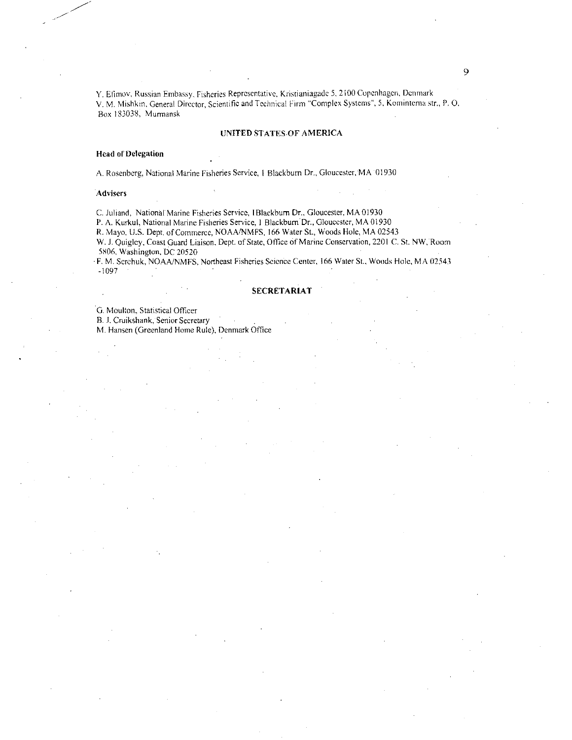Y. Efimov, Russian Embassy, Fisheries Representative, Kristianiagade 5, 2100 Copenhagen, Denmark
V. M. Mishkin, General Director, Scientific and Technical Firm "Complex Systems", 5, Kominterna str., P. O. Box 183038, Murmansk

## UNITED STATES OF AMERICA

**Head of Delegation**

A. Rosenberg, National Marine Fisheries Service, 1 Blackburn Dr., Gloucester, MA 01930

**Advisers**

C. Juliand, National Marine Fisheries Service, 1 Blackburn Dr., Gloucester, MA 01930
P. A. Kurkul, National Marine Fisheries Service, 1 Blackburn Dr., Gloucester, MA 01930
R. Mayo, U.S. Dept. of Commerce, NOAA/NMFS, 166 Water St., Woods Hole, MA 02543
W. J. Quigley, Coast Guard Liaison, Dept. of State, Office of Marine Conservation, 2201 C. St. NW, Room 5806, Washington, DC 20520
F. M. Serchuk, NOAA/NMFS, Northeast Fisheries Science Center, 166 Water St., Woods Hole, MA 02543 -1097

## SECRETARIAT

G. Moulton, Statistical Officer
B. J. Cruikshank, Senior Secretary
M. Hansen (Greenland Home Rule), Denmark Office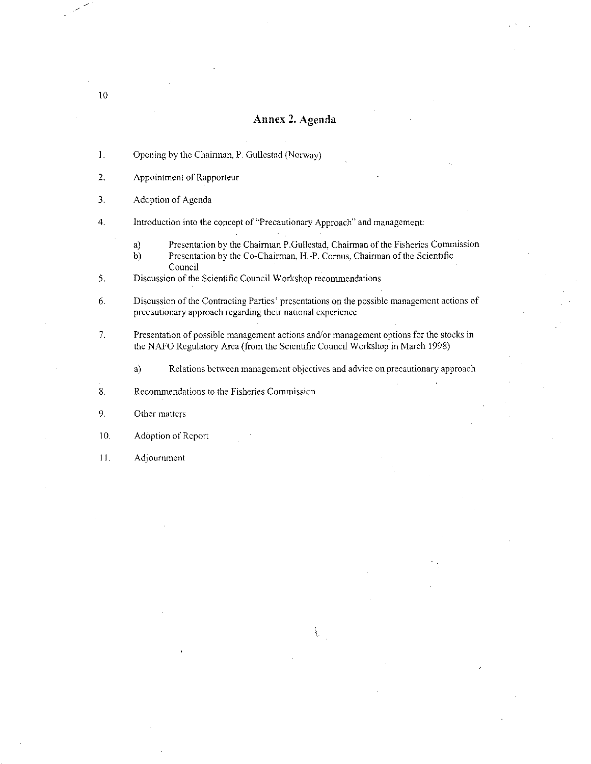## Annex 2. Agenda

1. Opening by the Chairman, P. Gullestad (Norway)

2. Appointment of Rapporteur

3. Adoption of Agenda

4. Introduction into the concept of "Precautionary Approach" and management:

   a) Presentation by the Chairman P.Gullestad, Chairman of the Fisheries Commission

   b) Presentation by the Co-Chairman, H.-P. Cornus, Chairman of the Scientific Council

5. Discussion of the Scientific Council Workshop recommendations

6. Discussion of the Contracting Parties' presentations on the possible management actions of precautionary approach regarding their national experience

7. Presentation of possible management actions and/or management options for the stocks in the NAFO Regulatory Area (from the Scientific Council Workshop in March 1998)

   a) Relations between management objectives and advice on precautionary approach

8. Recommendations to the Fisheries Commission

9. Other matters

10. Adoption of Report

11. Adjournment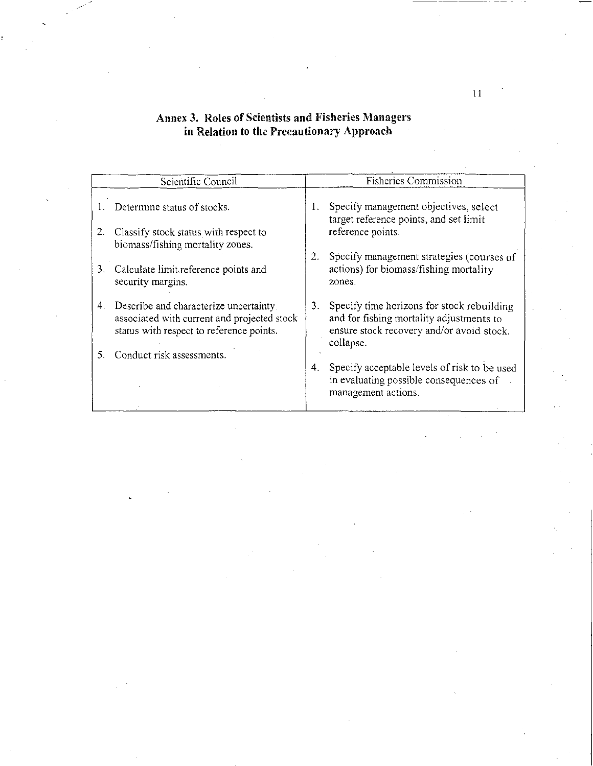# Annex 3. Roles of Scientists and Fisheries Managers in Relation to the Precautionary Approach

| Scientific Council | Fisheries Commission |
|---|---|
| 1. Determine status of stocks.<br><br>2. Classify stock status with respect to biomass/fishing mortality zones.<br><br>3. Calculate limit reference points and security margins.<br><br>4. Describe and characterize uncertainty associated with current and projected stock status with respect to reference points.<br><br>5. Conduct risk assessments. | 1. Specify management objectives, select target reference points, and set limit reference points.<br><br>2. Specify management strategies (courses of actions) for biomass/fishing mortality zones.<br><br>3. Specify time horizons for stock rebuilding and for fishing mortality adjustments to ensure stock recovery and/or avoid stock collapse.<br><br>4. Specify acceptable levels of risk to be used in evaluating possible consequences of management actions. |